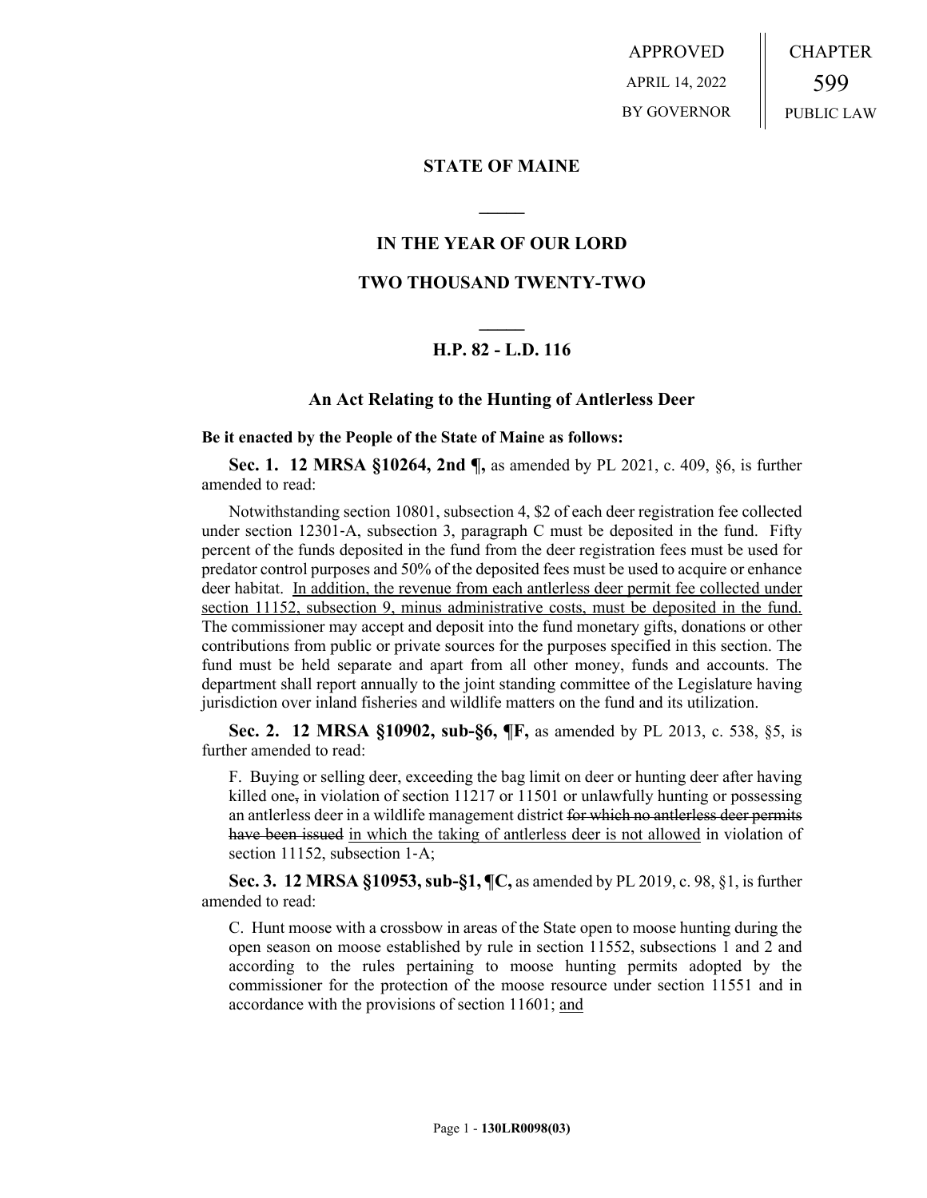APPROVED
APRIL 14, 2022
BY GOVERNOR

CHAPTER
599
PUBLIC LAW

**STATE OF MAINE**

**IN THE YEAR OF OUR LORD**

**TWO THOUSAND TWENTY-TWO**

**H.P. 82 - L.D. 116**

**An Act Relating to the Hunting of Antlerless Deer**

**Be it enacted by the People of the State of Maine as follows:**

**Sec. 1. 12 MRSA §10264, 2nd ¶,** as amended by PL 2021, c. 409, §6, is further amended to read:

Notwithstanding section 10801, subsection 4, $2 of each deer registration fee collected under section 12301-A, subsection 3, paragraph C must be deposited in the fund. Fifty percent of the funds deposited in the fund from the deer registration fees must be used for predator control purposes and 50% of the deposited fees must be used to acquire or enhance deer habitat. <u>In addition, the revenue from each antlerless deer permit fee collected under section 11152, subsection 9, minus administrative costs, must be deposited in the fund.</u> The commissioner may accept and deposit into the fund monetary gifts, donations or other contributions from public or private sources for the purposes specified in this section. The fund must be held separate and apart from all other money, funds and accounts. The department shall report annually to the joint standing committee of the Legislature having jurisdiction over inland fisheries and wildlife matters on the fund and its utilization.

**Sec. 2. 12 MRSA §10902, sub-§6, ¶F,** as amended by PL 2013, c. 538, §5, is further amended to read:

F. Buying or selling deer, exceeding the bag limit on deer or hunting deer after having killed one~~,~~ in violation of section 11217 or 11501 or unlawfully hunting or possessing an antlerless deer in a wildlife management district ~~for which no antlerless deer permits have been issued~~ <u>in which the taking of antlerless deer is not allowed</u> in violation of section 11152, subsection 1-A;

**Sec. 3. 12 MRSA §10953, sub-§1, ¶C,** as amended by PL 2019, c. 98, §1, is further amended to read:

C. Hunt moose with a crossbow in areas of the State open to moose hunting during the open season on moose established by rule in section 11552, subsections 1 and 2 and according to the rules pertaining to moose hunting permits adopted by the commissioner for the protection of the moose resource under section 11551 and in accordance with the provisions of section 11601; <u>and</u>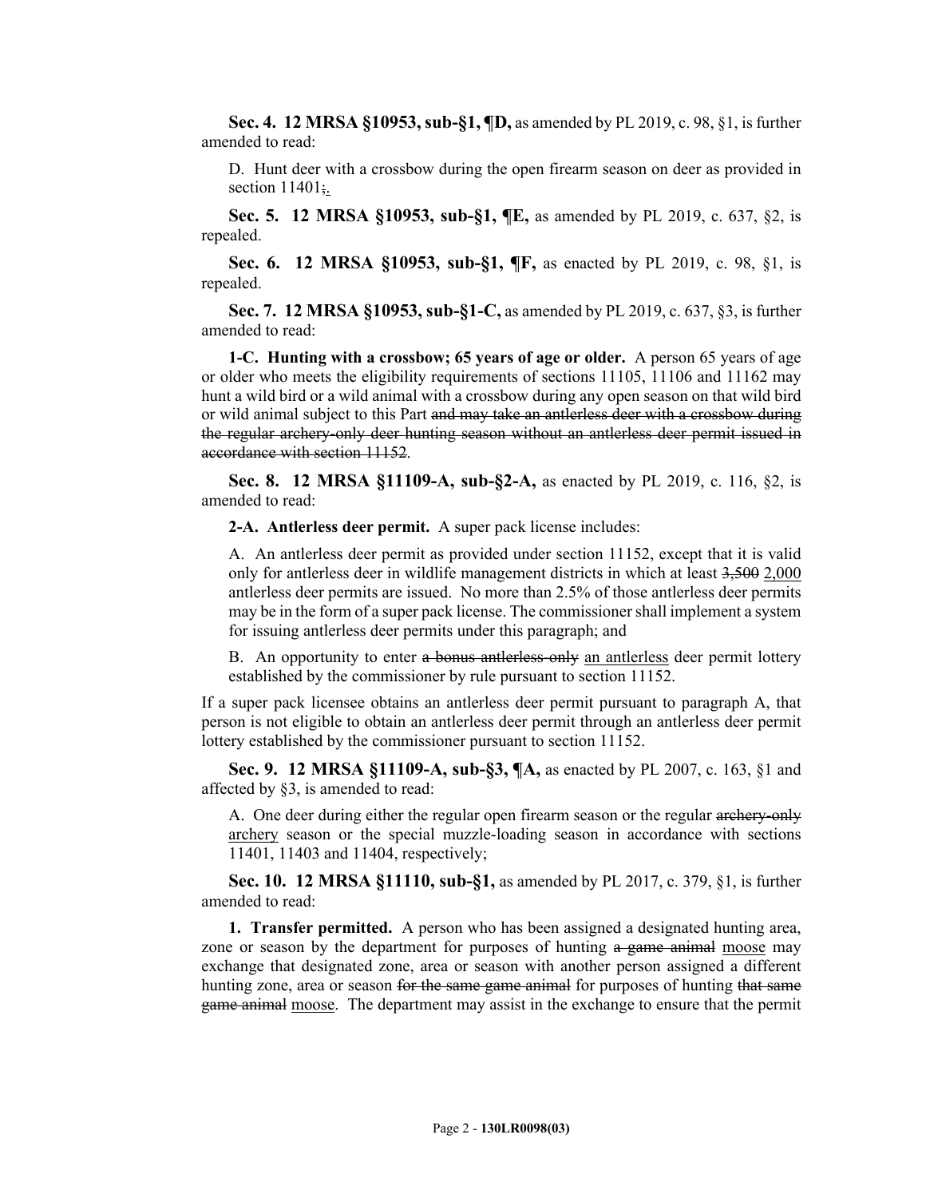**Sec. 4. 12 MRSA §10953, sub-§1, ¶D,** as amended by PL 2019, c. 98, §1, is further amended to read:

D. Hunt deer with a crossbow during the open firearm season on deer as provided in section 11401~~;~~<u>.</u>

**Sec. 5. 12 MRSA §10953, sub-§1, ¶E,** as amended by PL 2019, c. 637, §2, is repealed.

**Sec. 6. 12 MRSA §10953, sub-§1, ¶F,** as enacted by PL 2019, c. 98, §1, is repealed.

**Sec. 7. 12 MRSA §10953, sub-§1-C,** as amended by PL 2019, c. 637, §3, is further amended to read:

**1-C. Hunting with a crossbow; 65 years of age or older.** A person 65 years of age or older who meets the eligibility requirements of sections 11105, 11106 and 11162 may hunt a wild bird or a wild animal with a crossbow during any open season on that wild bird or wild animal subject to this Part ~~and may take an antlerless deer with a crossbow during the regular archery-only deer hunting season without an antlerless deer permit issued in accordance with section 11152~~.

**Sec. 8. 12 MRSA §11109-A, sub-§2-A,** as enacted by PL 2019, c. 116, §2, is amended to read:

**2-A. Antlerless deer permit.** A super pack license includes:

A. An antlerless deer permit as provided under section 11152, except that it is valid only for antlerless deer in wildlife management districts in which at least ~~3,500~~ <u>2,000</u> antlerless deer permits are issued. No more than 2.5% of those antlerless deer permits may be in the form of a super pack license. The commissioner shall implement a system for issuing antlerless deer permits under this paragraph; and

B. An opportunity to enter ~~a bonus antlerless-only~~ <u>an antlerless</u> deer permit lottery established by the commissioner by rule pursuant to section 11152.

If a super pack licensee obtains an antlerless deer permit pursuant to paragraph A, that person is not eligible to obtain an antlerless deer permit through an antlerless deer permit lottery established by the commissioner pursuant to section 11152.

**Sec. 9. 12 MRSA §11109-A, sub-§3, ¶A,** as enacted by PL 2007, c. 163, §1 and affected by §3, is amended to read:

A. One deer during either the regular open firearm season or the regular ~~archery-only~~ <u>archery</u> season or the special muzzle-loading season in accordance with sections 11401, 11403 and 11404, respectively;

**Sec. 10. 12 MRSA §11110, sub-§1,** as amended by PL 2017, c. 379, §1, is further amended to read:

**1. Transfer permitted.** A person who has been assigned a designated hunting area, zone or season by the department for purposes of hunting ~~a game animal~~ <u>moose</u> may exchange that designated zone, area or season with another person assigned a different hunting zone, area or season ~~for the same game animal~~ for purposes of hunting ~~that same game animal~~ <u>moose</u>. The department may assist in the exchange to ensure that the permit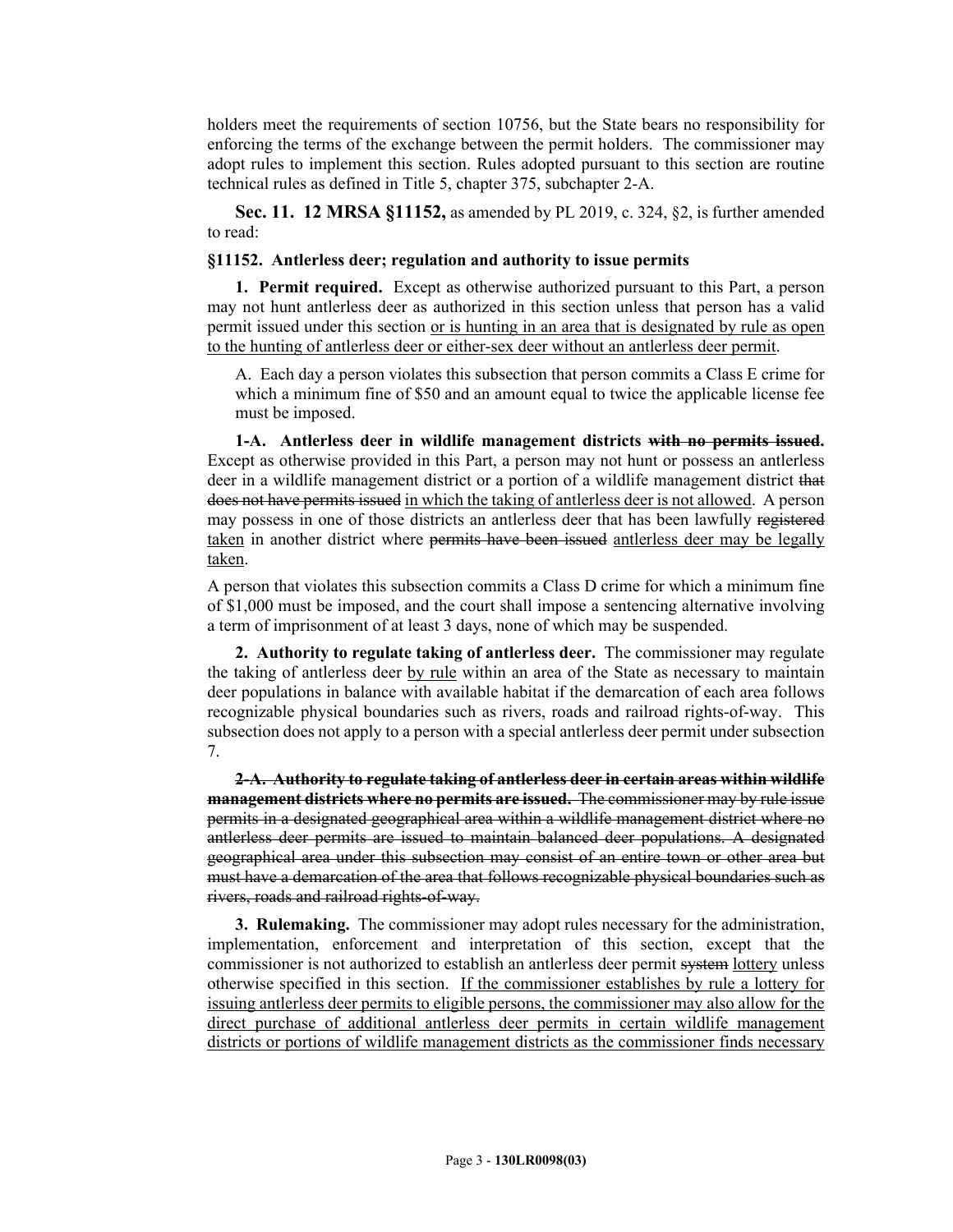holders meet the requirements of section 10756, but the State bears no responsibility for enforcing the terms of the exchange between the permit holders. The commissioner may adopt rules to implement this section. Rules adopted pursuant to this section are routine technical rules as defined in Title 5, chapter 375, subchapter 2-A.

**Sec. 11. 12 MRSA §11152,** as amended by PL 2019, c. 324, §2, is further amended to read:

**§11152. Antlerless deer; regulation and authority to issue permits**

**1. Permit required.** Except as otherwise authorized pursuant to this Part, a person may not hunt antlerless deer as authorized in this section unless that person has a valid permit issued under this section <u>or is hunting in an area that is designated by rule as open to the hunting of antlerless deer or either-sex deer without an antlerless deer permit</u>.

A. Each day a person violates this subsection that person commits a Class E crime for which a minimum fine of $50 and an amount equal to twice the applicable license fee must be imposed.

**1-A. Antlerless deer in wildlife management districts ~~with no permits issued~~.** Except as otherwise provided in this Part, a person may not hunt or possess an antlerless deer in a wildlife management district or a portion of a wildlife management district ~~that does not have permits issued~~ <u>in which the taking of antlerless deer is not allowed</u>. A person may possess in one of those districts an antlerless deer that has been lawfully ~~registered~~ <u>taken</u> in another district where ~~permits have been issued~~ <u>antlerless deer may be legally taken</u>.

A person that violates this subsection commits a Class D crime for which a minimum fine of $1,000 must be imposed, and the court shall impose a sentencing alternative involving a term of imprisonment of at least 3 days, none of which may be suspended.

**2. Authority to regulate taking of antlerless deer.** The commissioner may regulate the taking of antlerless deer <u>by rule</u> within an area of the State as necessary to maintain deer populations in balance with available habitat if the demarcation of each area follows recognizable physical boundaries such as rivers, roads and railroad rights-of-way. This subsection does not apply to a person with a special antlerless deer permit under subsection 7.

~~**2-A. Authority to regulate taking of antlerless deer in certain areas within wildlife management districts where no permits are issued.** The commissioner may by rule issue permits in a designated geographical area within a wildlife management district where no antlerless deer permits are issued to maintain balanced deer populations. A designated geographical area under this subsection may consist of an entire town or other area but must have a demarcation of the area that follows recognizable physical boundaries such as rivers, roads and railroad rights-of-way.~~

**3. Rulemaking.** The commissioner may adopt rules necessary for the administration, implementation, enforcement and interpretation of this section, except that the commissioner is not authorized to establish an antlerless deer permit ~~system~~ <u>lottery</u> unless otherwise specified in this section. <u>If the commissioner establishes by rule a lottery for issuing antlerless deer permits to eligible persons, the commissioner may also allow for the direct purchase of additional antlerless deer permits in certain wildlife management districts or portions of wildlife management districts as the commissioner finds necessary</u>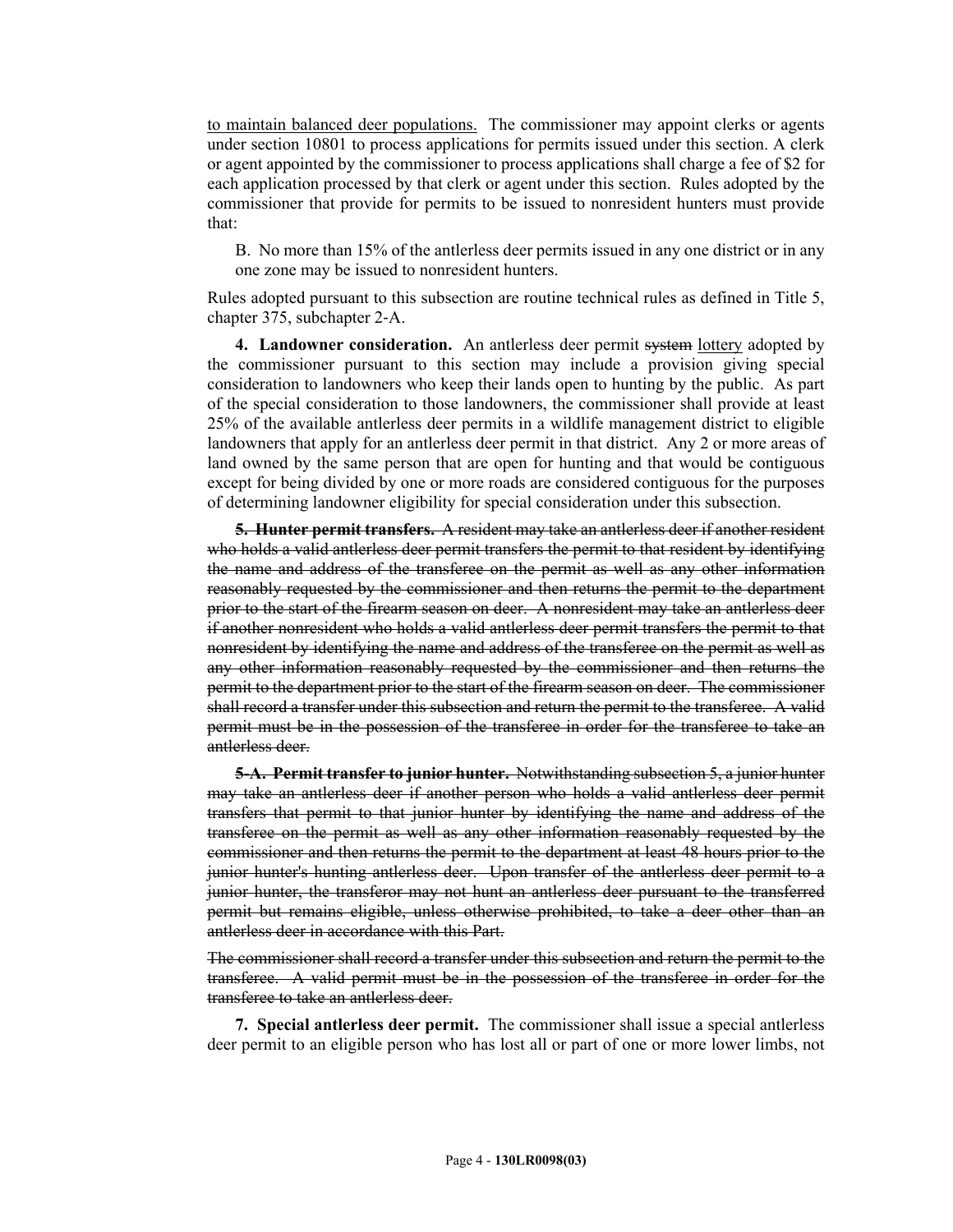<u>to maintain balanced deer populations.</u> The commissioner may appoint clerks or agents under section 10801 to process applications for permits issued under this section. A clerk or agent appointed by the commissioner to process applications shall charge a fee of $2 for each application processed by that clerk or agent under this section. Rules adopted by the commissioner that provide for permits to be issued to nonresident hunters must provide that:

B. No more than 15% of the antlerless deer permits issued in any one district or in any one zone may be issued to nonresident hunters.

Rules adopted pursuant to this subsection are routine technical rules as defined in Title 5, chapter 375, subchapter 2-A.

**4. Landowner consideration.** An antlerless deer permit ~~system~~ <u>lottery</u> adopted by the commissioner pursuant to this section may include a provision giving special consideration to landowners who keep their lands open to hunting by the public. As part of the special consideration to those landowners, the commissioner shall provide at least 25% of the available antlerless deer permits in a wildlife management district to eligible landowners that apply for an antlerless deer permit in that district. Any 2 or more areas of land owned by the same person that are open for hunting and that would be contiguous except for being divided by one or more roads are considered contiguous for the purposes of determining landowner eligibility for special consideration under this subsection.

~~**5. Hunter permit transfers.** A resident may take an antlerless deer if another resident who holds a valid antlerless deer permit transfers the permit to that resident by identifying the name and address of the transferee on the permit as well as any other information reasonably requested by the commissioner and then returns the permit to the department prior to the start of the firearm season on deer. A nonresident may take an antlerless deer if another nonresident who holds a valid antlerless deer permit transfers the permit to that nonresident by identifying the name and address of the transferee on the permit as well as any other information reasonably requested by the commissioner and then returns the permit to the department prior to the start of the firearm season on deer. The commissioner shall record a transfer under this subsection and return the permit to the transferee. A valid permit must be in the possession of the transferee in order for the transferee to take an antlerless deer.~~

~~**5-A. Permit transfer to junior hunter.** Notwithstanding subsection 5, a junior hunter may take an antlerless deer if another person who holds a valid antlerless deer permit transfers that permit to that junior hunter by identifying the name and address of the transferee on the permit as well as any other information reasonably requested by the commissioner and then returns the permit to the department at least 48 hours prior to the junior hunter's hunting antlerless deer. Upon transfer of the antlerless deer permit to a junior hunter, the transferor may not hunt an antlerless deer pursuant to the transferred permit but remains eligible, unless otherwise prohibited, to take a deer other than an antlerless deer in accordance with this Part.~~

~~The commissioner shall record a transfer under this subsection and return the permit to the transferee. A valid permit must be in the possession of the transferee in order for the transferee to take an antlerless deer.~~

**7. Special antlerless deer permit.** The commissioner shall issue a special antlerless deer permit to an eligible person who has lost all or part of one or more lower limbs, not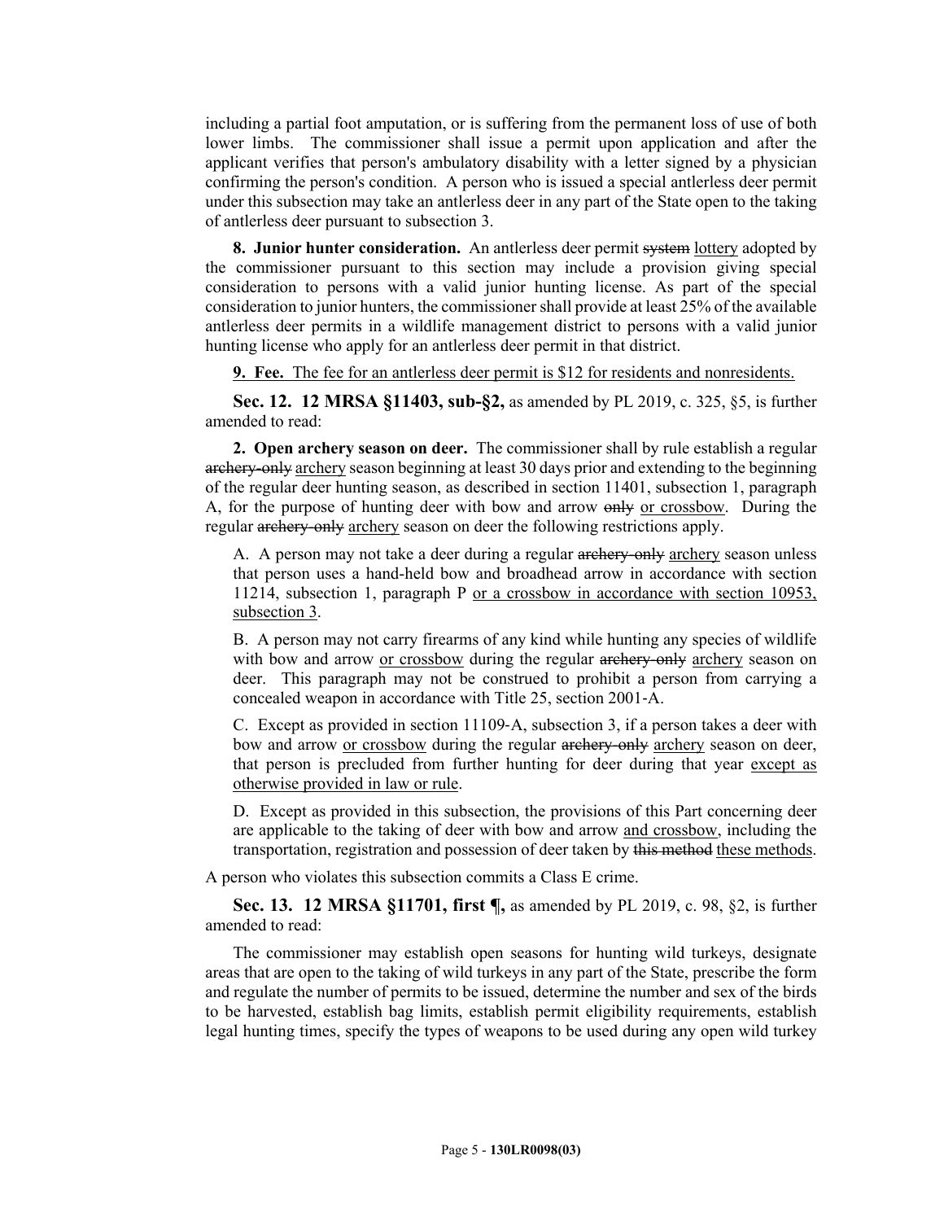including a partial foot amputation, or is suffering from the permanent loss of use of both lower limbs. The commissioner shall issue a permit upon application and after the applicant verifies that person's ambulatory disability with a letter signed by a physician confirming the person's condition. A person who is issued a special antlerless deer permit under this subsection may take an antlerless deer in any part of the State open to the taking of antlerless deer pursuant to subsection 3.

**8. Junior hunter consideration.** An antlerless deer permit ~~system~~ lottery adopted by the commissioner pursuant to this section may include a provision giving special consideration to persons with a valid junior hunting license. As part of the special consideration to junior hunters, the commissioner shall provide at least 25% of the available antlerless deer permits in a wildlife management district to persons with a valid junior hunting license who apply for an antlerless deer permit in that district.

**9. Fee.** The fee for an antlerless deer permit is $12 for residents and nonresidents.

**Sec. 12. 12 MRSA §11403, sub-§2,** as amended by PL 2019, c. 325, §5, is further amended to read:

**2. Open archery season on deer.** The commissioner shall by rule establish a regular ~~archery-only~~ archery season beginning at least 30 days prior and extending to the beginning of the regular deer hunting season, as described in section 11401, subsection 1, paragraph A, for the purpose of hunting deer with bow and arrow ~~only~~ or crossbow. During the regular ~~archery-only~~ archery season on deer the following restrictions apply.

A. A person may not take a deer during a regular ~~archery-only~~ archery season unless that person uses a hand-held bow and broadhead arrow in accordance with section 11214, subsection 1, paragraph P or a crossbow in accordance with section 10953, subsection 3.

B. A person may not carry firearms of any kind while hunting any species of wildlife with bow and arrow or crossbow during the regular ~~archery-only~~ archery season on deer. This paragraph may not be construed to prohibit a person from carrying a concealed weapon in accordance with Title 25, section 2001-A.

C. Except as provided in section 11109-A, subsection 3, if a person takes a deer with bow and arrow or crossbow during the regular ~~archery-only~~ archery season on deer, that person is precluded from further hunting for deer during that year except as otherwise provided in law or rule.

D. Except as provided in this subsection, the provisions of this Part concerning deer are applicable to the taking of deer with bow and arrow and crossbow, including the transportation, registration and possession of deer taken by ~~this method~~ these methods.

A person who violates this subsection commits a Class E crime.

**Sec. 13. 12 MRSA §11701, first ¶,** as amended by PL 2019, c. 98, §2, is further amended to read:

The commissioner may establish open seasons for hunting wild turkeys, designate areas that are open to the taking of wild turkeys in any part of the State, prescribe the form and regulate the number of permits to be issued, determine the number and sex of the birds to be harvested, establish bag limits, establish permit eligibility requirements, establish legal hunting times, specify the types of weapons to be used during any open wild turkey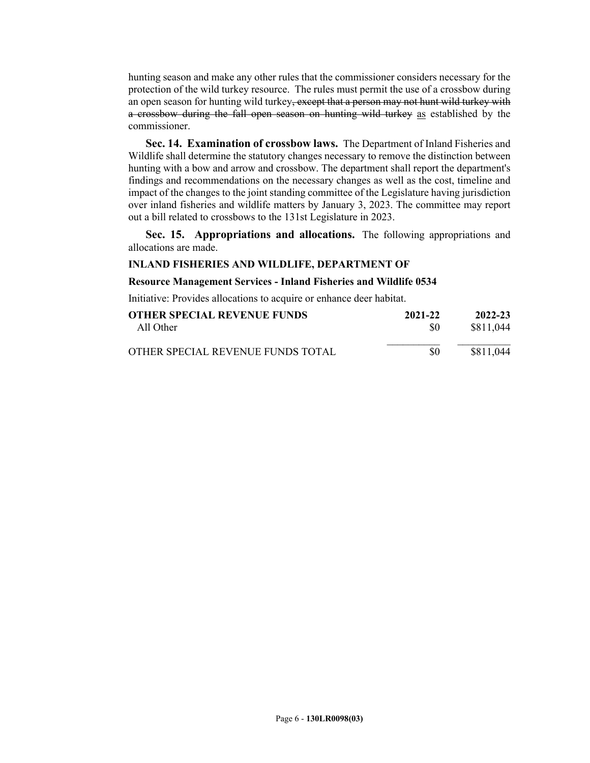hunting season and make any other rules that the commissioner considers necessary for the protection of the wild turkey resource. The rules must permit the use of a crossbow during an open season for hunting wild turkey~~, except that a person may not hunt wild turkey with a crossbow during the fall open season on hunting wild turkey~~ as established by the commissioner.

**Sec. 14. Examination of crossbow laws.** The Department of Inland Fisheries and Wildlife shall determine the statutory changes necessary to remove the distinction between hunting with a bow and arrow and crossbow. The department shall report the department's findings and recommendations on the necessary changes as well as the cost, timeline and impact of the changes to the joint standing committee of the Legislature having jurisdiction over inland fisheries and wildlife matters by January 3, 2023. The committee may report out a bill related to crossbows to the 131st Legislature in 2023.

**Sec. 15. Appropriations and allocations.** The following appropriations and allocations are made.

**INLAND FISHERIES AND WILDLIFE, DEPARTMENT OF**

**Resource Management Services - Inland Fisheries and Wildlife 0534**

Initiative: Provides allocations to acquire or enhance deer habitat.

| OTHER SPECIAL REVENUE FUNDS | 2021-22 | 2022-23 |
|---|---|---|
| All Other | $0 | $811,044 |
| OTHER SPECIAL REVENUE FUNDS TOTAL | $0 | $811,044 |